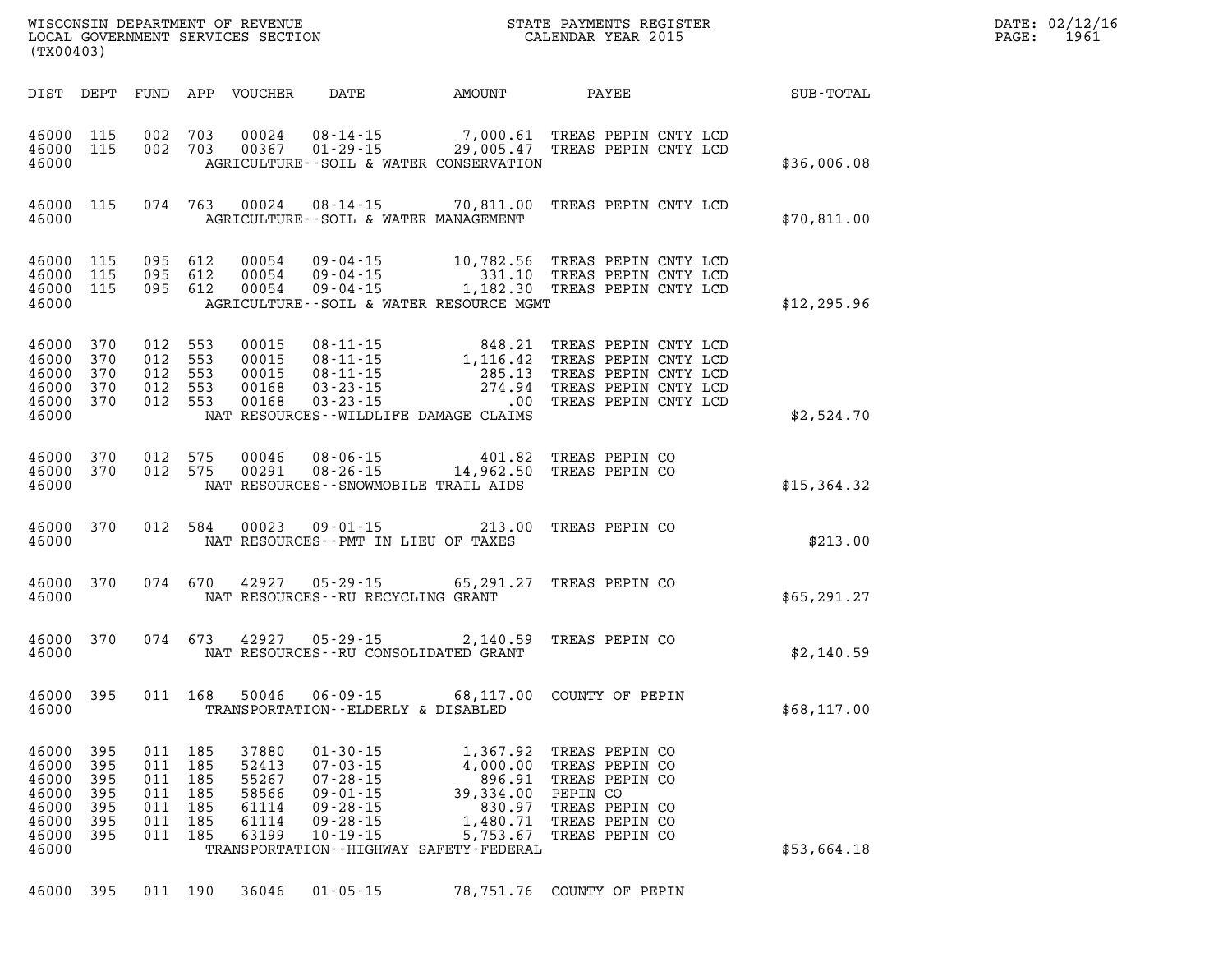WISCONSIN DEPARTMENT OF REVENUE
LOCAL GOVERNMENT SERVICES SECTION
(TX00403)

STATE PAYMENTS REGISTER
CALENDAR YEAR 2015

DATE: 02/12/16
PAGE: 1961

| DIST | DEPT | FUND | APP | VOUCHER | DATE | AMOUNT | PAYEE | SUB-TOTAL |
|---|---|---|---|---|---|---|---|---|
| 46000 | 115 | 002 | 703 | 00024 | 08-14-15 | 7,000.61 | TREAS PEPIN CNTY LCD | |
| 46000 | 115 | 002 | 703 | 00367 | 01-29-15 | 29,005.47 | TREAS PEPIN CNTY LCD | |
| 46000 | | | | | AGRICULTURE--SOIL & WATER CONSERVATION | | | $36,006.08 |
| 46000 | 115 | 074 | 763 | 00024 | 08-14-15 | 70,811.00 | TREAS PEPIN CNTY LCD | |
| 46000 | | | | | AGRICULTURE--SOIL & WATER MANAGEMENT | | | $70,811.00 |
| 46000 | 115 | 095 | 612 | 00054 | 09-04-15 | 10,782.56 | TREAS PEPIN CNTY LCD | |
| 46000 | 115 | 095 | 612 | 00054 | 09-04-15 | 331.10 | TREAS PEPIN CNTY LCD | |
| 46000 | 115 | 095 | 612 | 00054 | 09-04-15 | 1,182.30 | TREAS PEPIN CNTY LCD | |
| 46000 | | | | | AGRICULTURE--SOIL & WATER RESOURCE MGMT | | | $12,295.96 |
| 46000 | 370 | 012 | 553 | 00015 | 08-11-15 | 848.21 | TREAS PEPIN CNTY LCD | |
| 46000 | 370 | 012 | 553 | 00015 | 08-11-15 | 1,116.42 | TREAS PEPIN CNTY LCD | |
| 46000 | 370 | 012 | 553 | 00015 | 08-11-15 | 285.13 | TREAS PEPIN CNTY LCD | |
| 46000 | 370 | 012 | 553 | 00168 | 03-23-15 | 274.94 | TREAS PEPIN CNTY LCD | |
| 46000 | 370 | 012 | 553 | 00168 | 03-23-15 | .00 | TREAS PEPIN CNTY LCD | |
| 46000 | | | | | NAT RESOURCES--WILDLIFE DAMAGE CLAIMS | | | $2,524.70 |
| 46000 | 370 | 012 | 575 | 00046 | 08-06-15 | 401.82 | TREAS PEPIN CO | |
| 46000 | 370 | 012 | 575 | 00291 | 08-26-15 | 14,962.50 | TREAS PEPIN CO | |
| 46000 | | | | | NAT RESOURCES--SNOWMOBILE TRAIL AIDS | | | $15,364.32 |
| 46000 | 370 | 012 | 584 | 00023 | 09-01-15 | 213.00 | TREAS PEPIN CO | |
| 46000 | | | | | NAT RESOURCES--PMT IN LIEU OF TAXES | | | $213.00 |
| 46000 | 370 | 074 | 670 | 42927 | 05-29-15 | 65,291.27 | TREAS PEPIN CO | |
| 46000 | | | | | NAT RESOURCES--RU RECYCLING GRANT | | | $65,291.27 |
| 46000 | 370 | 074 | 673 | 42927 | 05-29-15 | 2,140.59 | TREAS PEPIN CO | |
| 46000 | | | | | NAT RESOURCES--RU CONSOLIDATED GRANT | | | $2,140.59 |
| 46000 | 395 | 011 | 168 | 50046 | 06-09-15 | 68,117.00 | COUNTY OF PEPIN | |
| 46000 | | | | | TRANSPORTATION--ELDERLY & DISABLED | | | $68,117.00 |
| 46000 | 395 | 011 | 185 | 37880 | 01-30-15 | 1,367.92 | TREAS PEPIN CO | |
| 46000 | 395 | 011 | 185 | 52413 | 07-03-15 | 4,000.00 | TREAS PEPIN CO | |
| 46000 | 395 | 011 | 185 | 55267 | 07-28-15 | 896.91 | TREAS PEPIN CO | |
| 46000 | 395 | 011 | 185 | 58566 | 09-01-15 | 39,334.00 | PEPIN CO | |
| 46000 | 395 | 011 | 185 | 61114 | 09-28-15 | 830.97 | TREAS PEPIN CO | |
| 46000 | 395 | 011 | 185 | 61114 | 09-28-15 | 1,480.71 | TREAS PEPIN CO | |
| 46000 | 395 | 011 | 185 | 63199 | 10-19-15 | 5,753.67 | TREAS PEPIN CO | |
| 46000 | | | | | TRANSPORTATION--HIGHWAY SAFETY-FEDERAL | | | $53,664.18 |
| 46000 | 395 | 011 | 190 | 36046 | 01-05-15 | 78,751.76 | COUNTY OF PEPIN | |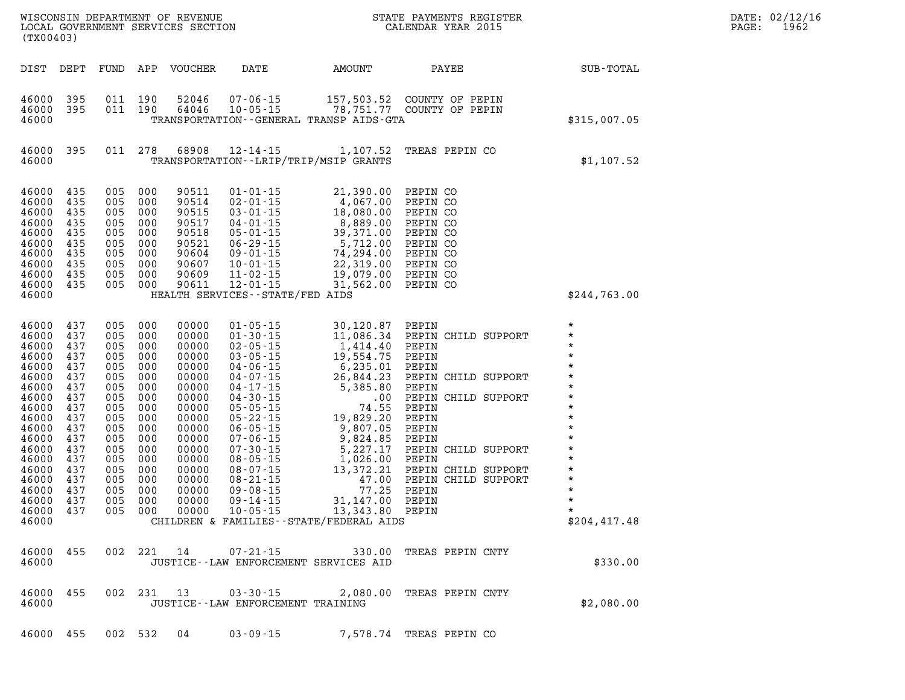WISCONSIN DEPARTMENT OF REVENUE
LOCAL GOVERNMENT SERVICES SECTION
(TX00403)

STATE PAYMENTS REGISTER
CALENDAR YEAR 2015

DATE: 02/12/16
PAGE: 1962

| DIST | DEPT | FUND | APP | VOUCHER | DATE | AMOUNT | PAYEE | SUB-TOTAL |
|---|---|---|---|---|---|---|---|---|
| 46000 | 395 | 011 | 190 | 52046 | 07-06-15 | 157,503.52 | COUNTY OF PEPIN | |
| 46000 | 395 | 011 | 190 | 64046 | 10-05-15 | 78,751.77 | COUNTY OF PEPIN | |
| 46000 | | | | | TRANSPORTATION--GENERAL TRANSP AIDS-GTA | | | $315,007.05 |
| 46000 | 395 | 011 | 278 | 68908 | 12-14-15 | 1,107.52 | TREAS PEPIN CO | |
| 46000 | | | | | TRANSPORTATION--LRIP/TRIP/MSIP GRANTS | | | $1,107.52 |
| 46000 | 435 | 005 | 000 | 90511 | 01-01-15 | 21,390.00 | PEPIN CO | |
| 46000 | 435 | 005 | 000 | 90514 | 02-01-15 | 4,067.00 | PEPIN CO | |
| 46000 | 435 | 005 | 000 | 90515 | 03-01-15 | 18,080.00 | PEPIN CO | |
| 46000 | 435 | 005 | 000 | 90517 | 04-01-15 | 8,889.00 | PEPIN CO | |
| 46000 | 435 | 005 | 000 | 90518 | 05-01-15 | 39,371.00 | PEPIN CO | |
| 46000 | 435 | 005 | 000 | 90521 | 06-29-15 | 5,712.00 | PEPIN CO | |
| 46000 | 435 | 005 | 000 | 90604 | 09-01-15 | 74,294.00 | PEPIN CO | |
| 46000 | 435 | 005 | 000 | 90607 | 10-01-15 | 22,319.00 | PEPIN CO | |
| 46000 | 435 | 005 | 000 | 90609 | 11-02-15 | 19,079.00 | PEPIN CO | |
| 46000 | 435 | 005 | 000 | 90611 | 12-01-15 | 31,562.00 | PEPIN CO | |
| 46000 | | | | | HEALTH SERVICES--STATE/FED AIDS | | | $244,763.00 |
| 46000 | 437 | 005 | 000 | 00000 | 01-05-15 | 30,120.87 | PEPIN | * |
| 46000 | 437 | 005 | 000 | 00000 | 01-30-15 | 11,086.34 | PEPIN CHILD SUPPORT | * |
| 46000 | 437 | 005 | 000 | 00000 | 02-05-15 | 1,414.40 | PEPIN | * |
| 46000 | 437 | 005 | 000 | 00000 | 03-05-15 | 19,554.75 | PEPIN | * |
| 46000 | 437 | 005 | 000 | 00000 | 04-06-15 | 6,235.01 | PEPIN | * |
| 46000 | 437 | 005 | 000 | 00000 | 04-07-15 | 26,844.23 | PEPIN CHILD SUPPORT | * |
| 46000 | 437 | 005 | 000 | 00000 | 04-17-15 | 5,385.80 | PEPIN | * |
| 46000 | 437 | 005 | 000 | 00000 | 04-30-15 | .00 | PEPIN CHILD SUPPORT | * |
| 46000 | 437 | 005 | 000 | 00000 | 05-05-15 | 74.55 | PEPIN | * |
| 46000 | 437 | 005 | 000 | 00000 | 05-22-15 | 19,829.20 | PEPIN | * |
| 46000 | 437 | 005 | 000 | 00000 | 06-05-15 | 9,807.05 | PEPIN | * |
| 46000 | 437 | 005 | 000 | 00000 | 07-06-15 | 9,824.85 | PEPIN | * |
| 46000 | 437 | 005 | 000 | 00000 | 07-30-15 | 5,227.17 | PEPIN CHILD SUPPORT | * |
| 46000 | 437 | 005 | 000 | 00000 | 08-05-15 | 1,026.00 | PEPIN | * |
| 46000 | 437 | 005 | 000 | 00000 | 08-07-15 | 13,372.21 | PEPIN CHILD SUPPORT | * |
| 46000 | 437 | 005 | 000 | 00000 | 08-21-15 | 47.00 | PEPIN CHILD SUPPORT | * |
| 46000 | 437 | 005 | 000 | 00000 | 09-08-15 | 77.25 | PEPIN | * |
| 46000 | 437 | 005 | 000 | 00000 | 09-14-15 | 31,147.00 | PEPIN | * |
| 46000 | 437 | 005 | 000 | 00000 | 10-05-15 | 13,343.80 | PEPIN | * |
| 46000 | | | | | CHILDREN & FAMILIES--STATE/FEDERAL AIDS | | | $204,417.48 |
| 46000 | 455 | 002 | 221 | 14 | 07-21-15 | 330.00 | TREAS PEPIN CNTY | |
| 46000 | | | | | JUSTICE--LAW ENFORCEMENT SERVICES AID | | | $330.00 |
| 46000 | 455 | 002 | 231 | 13 | 03-30-15 | 2,080.00 | TREAS PEPIN CNTY | |
| 46000 | | | | | JUSTICE--LAW ENFORCEMENT TRAINING | | | $2,080.00 |
| 46000 | 455 | 002 | 532 | 04 | 03-09-15 | 7,578.74 | TREAS PEPIN CO | |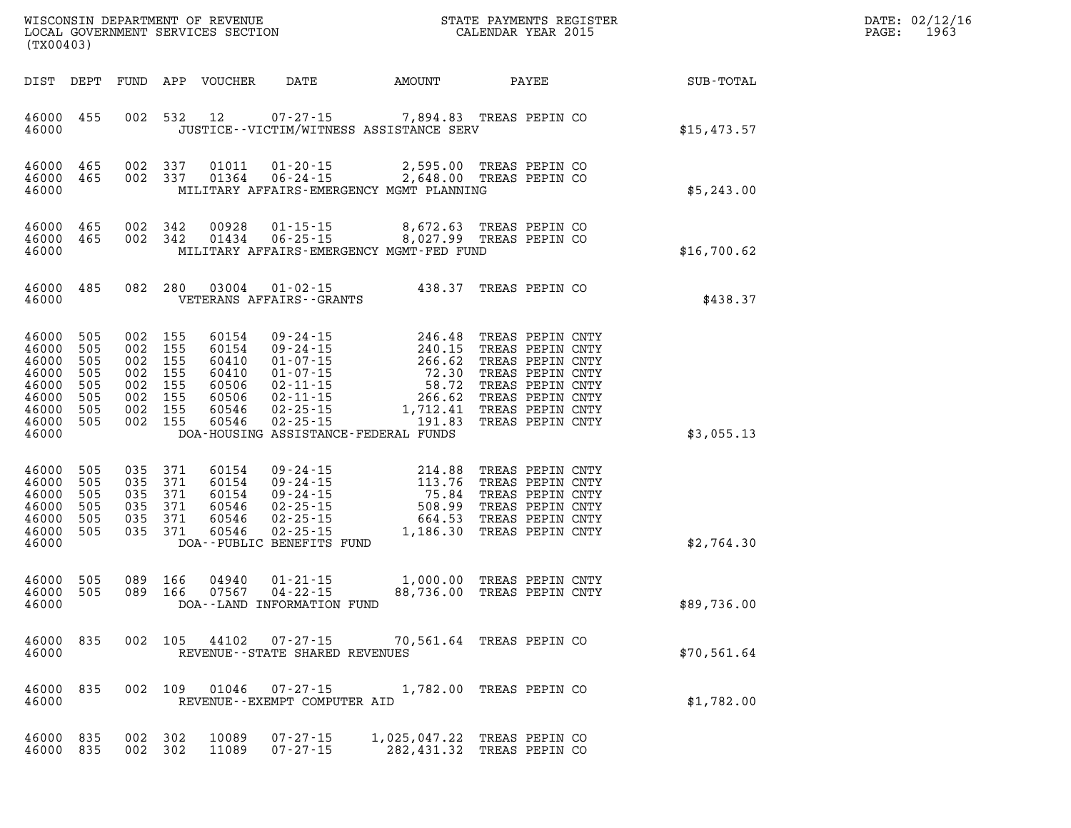WISCONSIN DEPARTMENT OF REVENUE
LOCAL GOVERNMENT SERVICES SECTION
(TX00403)

STATE PAYMENTS REGISTER
CALENDAR YEAR 2015

DATE: 02/12/16
PAGE: 1963

| DIST | DEPT | FUND | APP | VOUCHER | DATE | AMOUNT | PAYEE | SUB-TOTAL |
|---|---|---|---|---|---|---|---|---|
| 46000 | 455 | 002 | 532 | 12 | 07-27-15 | 7,894.83 | TREAS PEPIN CO | |
| 46000 | | | | | JUSTICE--VICTIM/WITNESS ASSISTANCE SERV | | | $15,473.57 |
| 46000 | 465 | 002 | 337 | 01011 | 01-20-15 | 2,595.00 | TREAS PEPIN CO | |
| 46000 | 465 | 002 | 337 | 01364 | 06-24-15 | 2,648.00 | TREAS PEPIN CO | |
| 46000 | | | | | MILITARY AFFAIRS-EMERGENCY MGMT PLANNING | | | $5,243.00 |
| 46000 | 465 | 002 | 342 | 00928 | 01-15-15 | 8,672.63 | TREAS PEPIN CO | |
| 46000 | 465 | 002 | 342 | 01434 | 06-25-15 | 8,027.99 | TREAS PEPIN CO | |
| 46000 | | | | | MILITARY AFFAIRS-EMERGENCY MGMT-FED FUND | | | $16,700.62 |
| 46000 | 485 | 082 | 280 | 03004 | 01-02-15 | 438.37 | TREAS PEPIN CO | |
| 46000 | | | | | VETERANS AFFAIRS--GRANTS | | | $438.37 |
| 46000 | 505 | 002 | 155 | 60154 | 09-24-15 | 246.48 | TREAS PEPIN CNTY | |
| 46000 | 505 | 002 | 155 | 60154 | 09-24-15 | 240.15 | TREAS PEPIN CNTY | |
| 46000 | 505 | 002 | 155 | 60410 | 01-07-15 | 266.62 | TREAS PEPIN CNTY | |
| 46000 | 505 | 002 | 155 | 60410 | 01-07-15 | 72.30 | TREAS PEPIN CNTY | |
| 46000 | 505 | 002 | 155 | 60506 | 02-11-15 | 58.72 | TREAS PEPIN CNTY | |
| 46000 | 505 | 002 | 155 | 60506 | 02-11-15 | 266.62 | TREAS PEPIN CNTY | |
| 46000 | 505 | 002 | 155 | 60546 | 02-25-15 | 1,712.41 | TREAS PEPIN CNTY | |
| 46000 | 505 | 002 | 155 | 60546 | 02-25-15 | 191.83 | TREAS PEPIN CNTY | |
| 46000 | | | | | DOA-HOUSING ASSISTANCE-FEDERAL FUNDS | | | $3,055.13 |
| 46000 | 505 | 035 | 371 | 60154 | 09-24-15 | 214.88 | TREAS PEPIN CNTY | |
| 46000 | 505 | 035 | 371 | 60154 | 09-24-15 | 113.76 | TREAS PEPIN CNTY | |
| 46000 | 505 | 035 | 371 | 60154 | 09-24-15 | 75.84 | TREAS PEPIN CNTY | |
| 46000 | 505 | 035 | 371 | 60546 | 02-25-15 | 508.99 | TREAS PEPIN CNTY | |
| 46000 | 505 | 035 | 371 | 60546 | 02-25-15 | 664.53 | TREAS PEPIN CNTY | |
| 46000 | 505 | 035 | 371 | 60546 | 02-25-15 | 1,186.30 | TREAS PEPIN CNTY | |
| 46000 | | | | | DOA--PUBLIC BENEFITS FUND | | | $2,764.30 |
| 46000 | 505 | 089 | 166 | 04940 | 01-21-15 | 1,000.00 | TREAS PEPIN CNTY | |
| 46000 | 505 | 089 | 166 | 07567 | 04-22-15 | 88,736.00 | TREAS PEPIN CNTY | |
| 46000 | | | | | DOA--LAND INFORMATION FUND | | | $89,736.00 |
| 46000 | 835 | 002 | 105 | 44102 | 07-27-15 | 70,561.64 | TREAS PEPIN CO | |
| 46000 | | | | | REVENUE--STATE SHARED REVENUES | | | $70,561.64 |
| 46000 | 835 | 002 | 109 | 01046 | 07-27-15 | 1,782.00 | TREAS PEPIN CO | |
| 46000 | | | | | REVENUE--EXEMPT COMPUTER AID | | | $1,782.00 |
| 46000 | 835 | 002 | 302 | 10089 | 07-27-15 | 1,025,047.22 | TREAS PEPIN CO | |
| 46000 | 835 | 002 | 302 | 11089 | 07-27-15 | 282,431.32 | TREAS PEPIN CO | |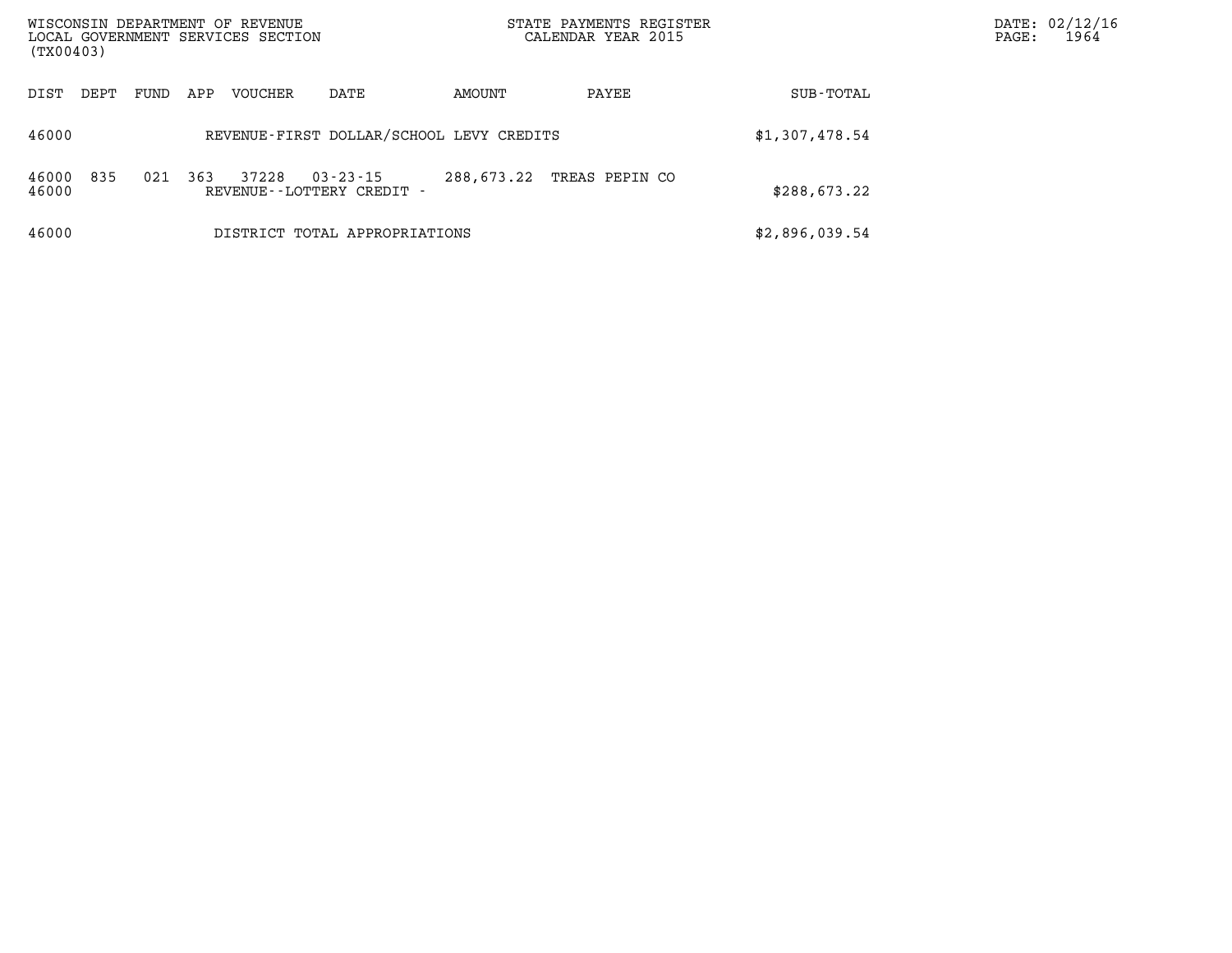WISCONSIN DEPARTMENT OF REVENUE
LOCAL GOVERNMENT SERVICES SECTION
(TX00403)

STATE PAYMENTS REGISTER
CALENDAR YEAR 2015

DATE: 02/12/16

| DIST | DEPT | FUND | APP | VOUCHER | DATE | AMOUNT | PAYEE | SUB-TOTAL |
|---|---|---|---|---|---|---|---|---|
| 46000 | | | | REVENUE-FIRST DOLLAR/SCHOOL LEVY CREDITS | | | | $1,307,478.54 |
| 46000 | 835 | 021 | 363 | 37228 | 03-23-15 | 288,673.22 | TREAS PEPIN CO | |
| 46000 | | | | REVENUE--LOTTERY CREDIT - | | | | $288,673.22 |
| 46000 | | | | DISTRICT TOTAL APPROPRIATIONS | | | | $2,896,039.54 |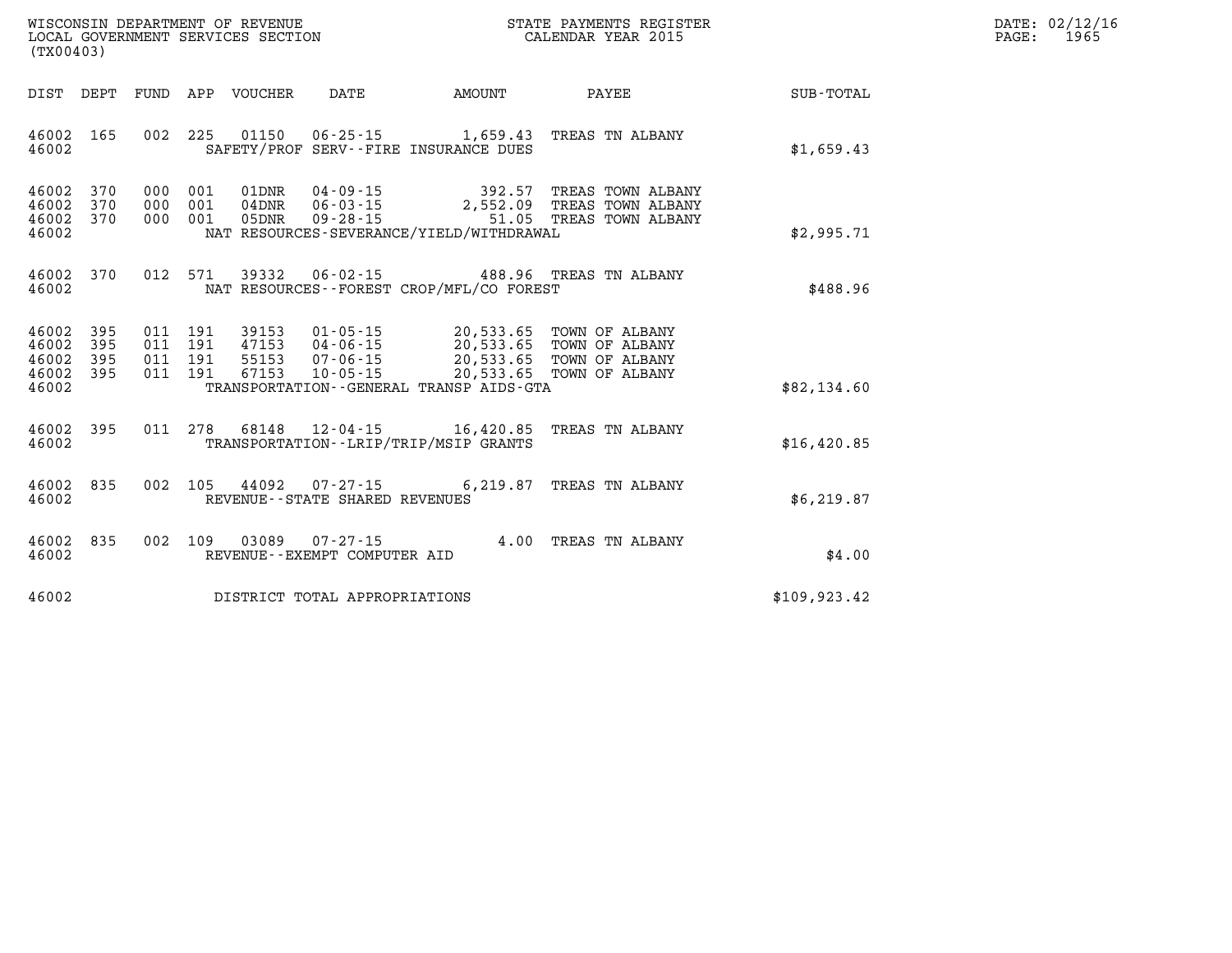WISCONSIN DEPARTMENT OF REVENUE
LOCAL GOVERNMENT SERVICES SECTION
(TX00403)

STATE PAYMENTS REGISTER
CALENDAR YEAR 2015

DATE: 02/12/16
PAGE: 1965

| DIST | DEPT | FUND | APP | VOUCHER | DATE | AMOUNT | PAYEE | SUB-TOTAL |
|---|---|---|---|---|---|---|---|---|
| 46002 | 165 | 002 | 225 | 01150 | 06-25-15 | 1,659.43 | TREAS TN ALBANY | |
| 46002 | | | | SAFETY/PROF SERV--FIRE INSURANCE DUES | | | | $1,659.43 |
| 46002 | 370 | 000 | 001 | 01DNR | 04-09-15 | 392.57 | TREAS TOWN ALBANY | |
| 46002 | 370 | 000 | 001 | 04DNR | 06-03-15 | 2,552.09 | TREAS TOWN ALBANY | |
| 46002 | 370 | 000 | 001 | 05DNR | 09-28-15 | 51.05 | TREAS TOWN ALBANY | |
| 46002 | | | | NAT RESOURCES-SEVERANCE/YIELD/WITHDRAWAL | | | | $2,995.71 |
| 46002 | 370 | 012 | 571 | 39332 | 06-02-15 | 488.96 | TREAS TN ALBANY | |
| 46002 | | | | NAT RESOURCES--FOREST CROP/MFL/CO FOREST | | | | $488.96 |
| 46002 | 395 | 011 | 191 | 39153 | 01-05-15 | 20,533.65 | TOWN OF ALBANY | |
| 46002 | 395 | 011 | 191 | 47153 | 04-06-15 | 20,533.65 | TOWN OF ALBANY | |
| 46002 | 395 | 011 | 191 | 55153 | 07-06-15 | 20,533.65 | TOWN OF ALBANY | |
| 46002 | 395 | 011 | 191 | 67153 | 10-05-15 | 20,533.65 | TOWN OF ALBANY | |
| 46002 | | | | TRANSPORTATION--GENERAL TRANSP AIDS-GTA | | | | $82,134.60 |
| 46002 | 395 | 011 | 278 | 68148 | 12-04-15 | 16,420.85 | TREAS TN ALBANY | |
| 46002 | | | | TRANSPORTATION--LRIP/TRIP/MSIP GRANTS | | | | $16,420.85 |
| 46002 | 835 | 002 | 105 | 44092 | 07-27-15 | 6,219.87 | TREAS TN ALBANY | |
| 46002 | | | | REVENUE--STATE SHARED REVENUES | | | | $6,219.87 |
| 46002 | 835 | 002 | 109 | 03089 | 07-27-15 | 4.00 | TREAS TN ALBANY | |
| 46002 | | | | REVENUE--EXEMPT COMPUTER AID | | | | $4.00 |
| 46002 | | | | DISTRICT TOTAL APPROPRIATIONS | | | | $109,923.42 |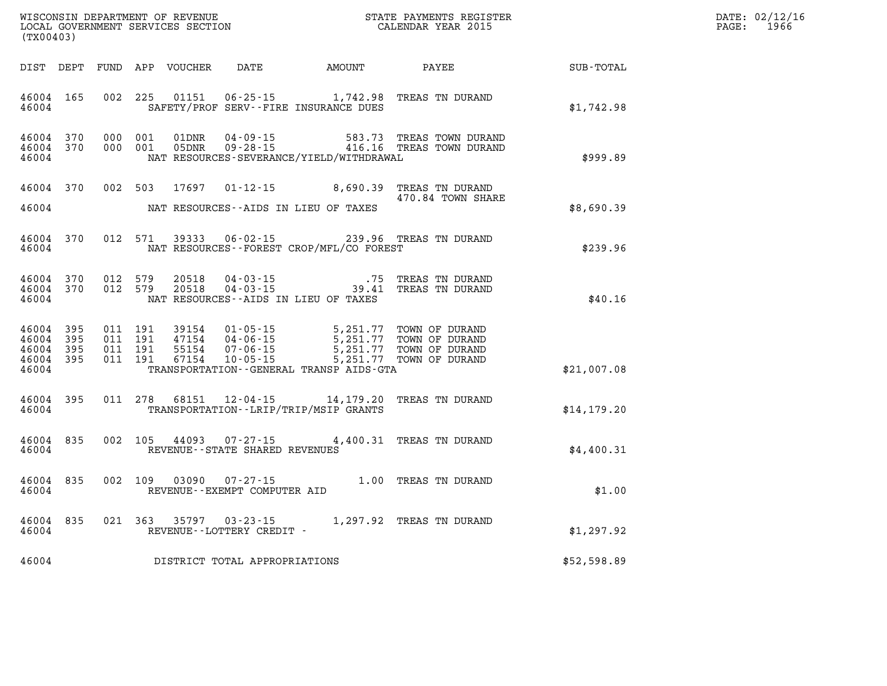WISCONSIN DEPARTMENT OF REVENUE
LOCAL GOVERNMENT SERVICES SECTION
(TX00403)

STATE PAYMENTS REGISTER
CALENDAR YEAR 2015

DATE: 02/12/16
PAGE: 1966

| DIST | DEPT | FUND | APP | VOUCHER | DATE | AMOUNT | PAYEE | SUB-TOTAL |
|---|---|---|---|---|---|---|---|---|
| 46004 | 165 | 002 | 225 | 01151 | 06-25-15 | 1,742.98 | TREAS TN DURAND | |
| 46004 | | | | SAFETY/PROF SERV--FIRE INSURANCE DUES | | | | $1,742.98 |
| 46004 | 370 | 000 | 001 | 01DNR | 04-09-15 | 583.73 | TREAS TOWN DURAND | |
| 46004 | 370 | 000 | 001 | 05DNR | 09-28-15 | 416.16 | TREAS TOWN DURAND | |
| 46004 | | | | NAT RESOURCES-SEVERANCE/YIELD/WITHDRAWAL | | | | $999.89 |
| 46004 | 370 | 002 | 503 | 17697 | 01-12-15 | 8,690.39 | TREAS TN DURAND 470.84 TOWN SHARE | |
| 46004 | | | | NAT RESOURCES--AIDS IN LIEU OF TAXES | | | | $8,690.39 |
| 46004 | 370 | 012 | 571 | 39333 | 06-02-15 | 239.96 | TREAS TN DURAND | |
| 46004 | | | | NAT RESOURCES--FOREST CROP/MFL/CO FOREST | | | | $239.96 |
| 46004 | 370 | 012 | 579 | 20518 | 04-03-15 | .75 | TREAS TN DURAND | |
| 46004 | 370 | 012 | 579 | 20518 | 04-03-15 | 39.41 | TREAS TN DURAND | |
| 46004 | | | | NAT RESOURCES--AIDS IN LIEU OF TAXES | | | | $40.16 |
| 46004 | 395 | 011 | 191 | 39154 | 01-05-15 | 5,251.77 | TOWN OF DURAND | |
| 46004 | 395 | 011 | 191 | 47154 | 04-06-15 | 5,251.77 | TOWN OF DURAND | |
| 46004 | 395 | 011 | 191 | 55154 | 07-06-15 | 5,251.77 | TOWN OF DURAND | |
| 46004 | 395 | 011 | 191 | 67154 | 10-05-15 | 5,251.77 | TOWN OF DURAND | |
| 46004 | | | | TRANSPORTATION--GENERAL TRANSP AIDS-GTA | | | | $21,007.08 |
| 46004 | 395 | 011 | 278 | 68151 | 12-04-15 | 14,179.20 | TREAS TN DURAND | |
| 46004 | | | | TRANSPORTATION--LRIP/TRIP/MSIP GRANTS | | | | $14,179.20 |
| 46004 | 835 | 002 | 105 | 44093 | 07-27-15 | 4,400.31 | TREAS TN DURAND | |
| 46004 | | | | REVENUE--STATE SHARED REVENUES | | | | $4,400.31 |
| 46004 | 835 | 002 | 109 | 03090 | 07-27-15 | 1.00 | TREAS TN DURAND | |
| 46004 | | | | REVENUE--EXEMPT COMPUTER AID | | | | $1.00 |
| 46004 | 835 | 021 | 363 | 35797 | 03-23-15 | 1,297.92 | TREAS TN DURAND | |
| 46004 | | | | REVENUE--LOTTERY CREDIT - | | | | $1,297.92 |
| 46004 | | | | DISTRICT TOTAL APPROPRIATIONS | | | | $52,598.89 |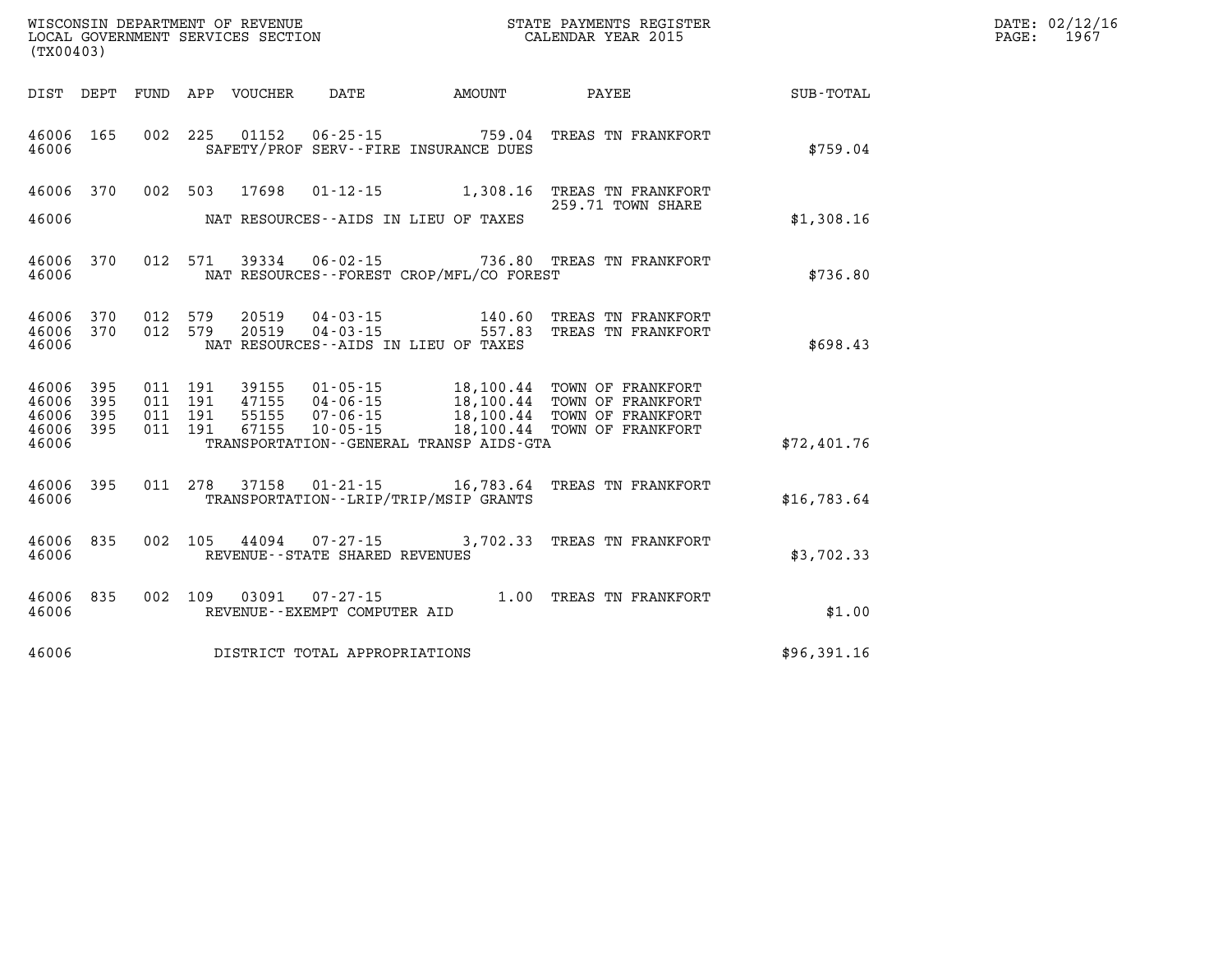WISCONSIN DEPARTMENT OF REVENUE
LOCAL GOVERNMENT SERVICES SECTION
(TX00403)

STATE PAYMENTS REGISTER
CALENDAR YEAR 2015

DATE: 02/12/16
PAGE: 1967

| DIST | DEPT | FUND | APP | VOUCHER | DATE | AMOUNT | PAYEE | SUB-TOTAL |
|---|---|---|---|---|---|---|---|---|
| 46006 | 165 | 002 | 225 | 01152 | 06-25-15 | 759.04 | TREAS TN FRANKFORT | |
| 46006 | | | | | SAFETY/PROF SERV--FIRE INSURANCE DUES | | | $759.04 |
| 46006 | 370 | 002 | 503 | 17698 | 01-12-15 | 1,308.16 | TREAS TN FRANKFORT 259.71 TOWN SHARE | |
| 46006 | | | | | NAT RESOURCES--AIDS IN LIEU OF TAXES | | | $1,308.16 |
| 46006 | 370 | 012 | 571 | 39334 | 06-02-15 | 736.80 | TREAS TN FRANKFORT | |
| 46006 | | | | | NAT RESOURCES--FOREST CROP/MFL/CO FOREST | | | $736.80 |
| 46006 | 370 | 012 | 579 | 20519 | 04-03-15 | 140.60 | TREAS TN FRANKFORT | |
| 46006 | 370 | 012 | 579 | 20519 | 04-03-15 | 557.83 | TREAS TN FRANKFORT | |
| 46006 | | | | | NAT RESOURCES--AIDS IN LIEU OF TAXES | | | $698.43 |
| 46006 | 395 | 011 | 191 | 39155 | 01-05-15 | 18,100.44 | TOWN OF FRANKFORT | |
| 46006 | 395 | 011 | 191 | 47155 | 04-06-15 | 18,100.44 | TOWN OF FRANKFORT | |
| 46006 | 395 | 011 | 191 | 55155 | 07-06-15 | 18,100.44 | TOWN OF FRANKFORT | |
| 46006 | 395 | 011 | 191 | 67155 | 10-05-15 | 18,100.44 | TOWN OF FRANKFORT | |
| 46006 | | | | | TRANSPORTATION--GENERAL TRANSP AIDS-GTA | | | $72,401.76 |
| 46006 | 395 | 011 | 278 | 37158 | 01-21-15 | 16,783.64 | TREAS TN FRANKFORT | |
| 46006 | | | | | TRANSPORTATION--LRIP/TRIP/MSIP GRANTS | | | $16,783.64 |
| 46006 | 835 | 002 | 105 | 44094 | 07-27-15 | 3,702.33 | TREAS TN FRANKFORT | |
| 46006 | | | | | REVENUE--STATE SHARED REVENUES | | | $3,702.33 |
| 46006 | 835 | 002 | 109 | 03091 | 07-27-15 | 1.00 | TREAS TN FRANKFORT | |
| 46006 | | | | | REVENUE--EXEMPT COMPUTER AID | | | $1.00 |
| 46006 | | | | | DISTRICT TOTAL APPROPRIATIONS | | | $96,391.16 |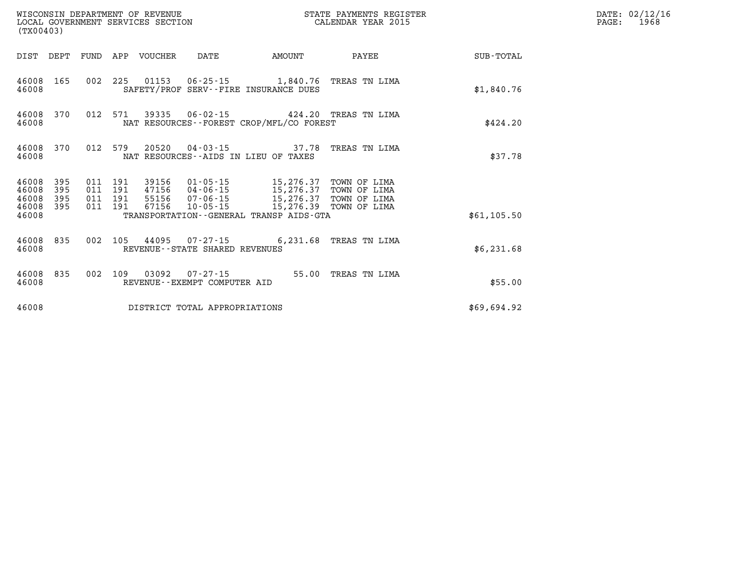WISCONSIN DEPARTMENT OF REVENUE
LOCAL GOVERNMENT SERVICES SECTION
(TX00403)

STATE PAYMENTS REGISTER
CALENDAR YEAR 2015

DATE: 02/12/16
PAGE: 1968

| DIST | DEPT | FUND | APP | VOUCHER | DATE | AMOUNT | PAYEE | SUB-TOTAL |
|---|---|---|---|---|---|---|---|---|
| 46008 | 165 | 002 | 225 | 01153 | 06-25-15 | 1,840.76 | TREAS TN LIMA | |
| 46008 | | | | SAFETY/PROF SERV--FIRE INSURANCE DUES | | | | $1,840.76 |
| 46008 | 370 | 012 | 571 | 39335 | 06-02-15 | 424.20 | TREAS TN LIMA | |
| 46008 | | | | NAT RESOURCES--FOREST CROP/MFL/CO FOREST | | | | $424.20 |
| 46008 | 370 | 012 | 579 | 20520 | 04-03-15 | 37.78 | TREAS TN LIMA | |
| 46008 | | | | NAT RESOURCES--AIDS IN LIEU OF TAXES | | | | $37.78 |
| 46008 | 395 | 011 | 191 | 39156 | 01-05-15 | 15,276.37 | TOWN OF LIMA | |
| 46008 | 395 | 011 | 191 | 47156 | 04-06-15 | 15,276.37 | TOWN OF LIMA | |
| 46008 | 395 | 011 | 191 | 55156 | 07-06-15 | 15,276.37 | TOWN OF LIMA | |
| 46008 | 395 | 011 | 191 | 67156 | 10-05-15 | 15,276.39 | TOWN OF LIMA | |
| 46008 | | | | TRANSPORTATION--GENERAL TRANSP AIDS-GTA | | | | $61,105.50 |
| 46008 | 835 | 002 | 105 | 44095 | 07-27-15 | 6,231.68 | TREAS TN LIMA | |
| 46008 | | | | REVENUE--STATE SHARED REVENUES | | | | $6,231.68 |
| 46008 | 835 | 002 | 109 | 03092 | 07-27-15 | 55.00 | TREAS TN LIMA | |
| 46008 | | | | REVENUE--EXEMPT COMPUTER AID | | | | $55.00 |
| 46008 | | | | DISTRICT TOTAL APPROPRIATIONS | | | | $69,694.92 |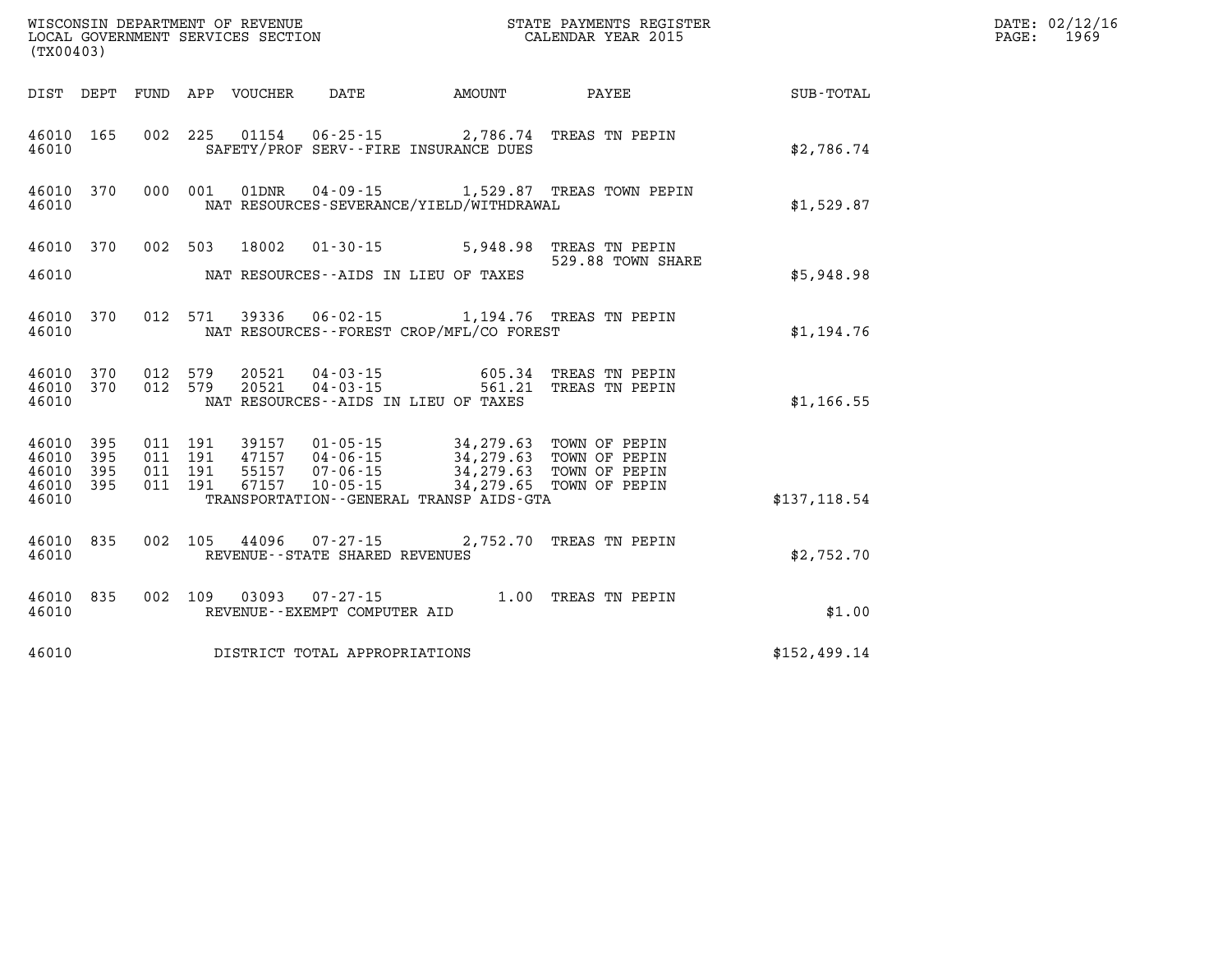WISCONSIN DEPARTMENT OF REVENUE
LOCAL GOVERNMENT SERVICES SECTION
(TX00403)

STATE PAYMENTS REGISTER
CALENDAR YEAR 2015

DATE: 02/12/16
PAGE: 1969

| DIST | DEPT | FUND | APP | VOUCHER | DATE | AMOUNT | PAYEE | SUB-TOTAL |
|---|---|---|---|---|---|---|---|---|
| 46010 | 165 | 002 | 225 | 01154 | 06-25-15 | 2,786.74 | TREAS TN PEPIN | |
| 46010 | | | | SAFETY/PROF SERV--FIRE INSURANCE DUES | | | | $2,786.74 |
| 46010 | 370 | 000 | 001 | 01DNR | 04-09-15 | 1,529.87 | TREAS TOWN PEPIN | |
| 46010 | | | | NAT RESOURCES-SEVERANCE/YIELD/WITHDRAWAL | | | | $1,529.87 |
| 46010 | 370 | 002 | 503 | 18002 | 01-30-15 | 5,948.98 | TREAS TN PEPIN 529.88 TOWN SHARE | |
| 46010 | | | | NAT RESOURCES--AIDS IN LIEU OF TAXES | | | | $5,948.98 |
| 46010 | 370 | 012 | 571 | 39336 | 06-02-15 | 1,194.76 | TREAS TN PEPIN | |
| 46010 | | | | NAT RESOURCES--FOREST CROP/MFL/CO FOREST | | | | $1,194.76 |
| 46010 | 370 | 012 | 579 | 20521 | 04-03-15 | 605.34 | TREAS TN PEPIN | |
| 46010 | 370 | 012 | 579 | 20521 | 04-03-15 | 561.21 | TREAS TN PEPIN | |
| 46010 | | | | NAT RESOURCES--AIDS IN LIEU OF TAXES | | | | $1,166.55 |
| 46010 | 395 | 011 | 191 | 39157 | 01-05-15 | 34,279.63 | TOWN OF PEPIN | |
| 46010 | 395 | 011 | 191 | 47157 | 04-06-15 | 34,279.63 | TOWN OF PEPIN | |
| 46010 | 395 | 011 | 191 | 55157 | 07-06-15 | 34,279.63 | TOWN OF PEPIN | |
| 46010 | 395 | 011 | 191 | 67157 | 10-05-15 | 34,279.65 | TOWN OF PEPIN | |
| 46010 | | | | TRANSPORTATION--GENERAL TRANSP AIDS-GTA | | | | $137,118.54 |
| 46010 | 835 | 002 | 105 | 44096 | 07-27-15 | 2,752.70 | TREAS TN PEPIN | |
| 46010 | | | | REVENUE--STATE SHARED REVENUES | | | | $2,752.70 |
| 46010 | 835 | 002 | 109 | 03093 | 07-27-15 | 1.00 | TREAS TN PEPIN | |
| 46010 | | | | REVENUE--EXEMPT COMPUTER AID | | | | $1.00 |
| 46010 | | | | DISTRICT TOTAL APPROPRIATIONS | | | | $152,499.14 |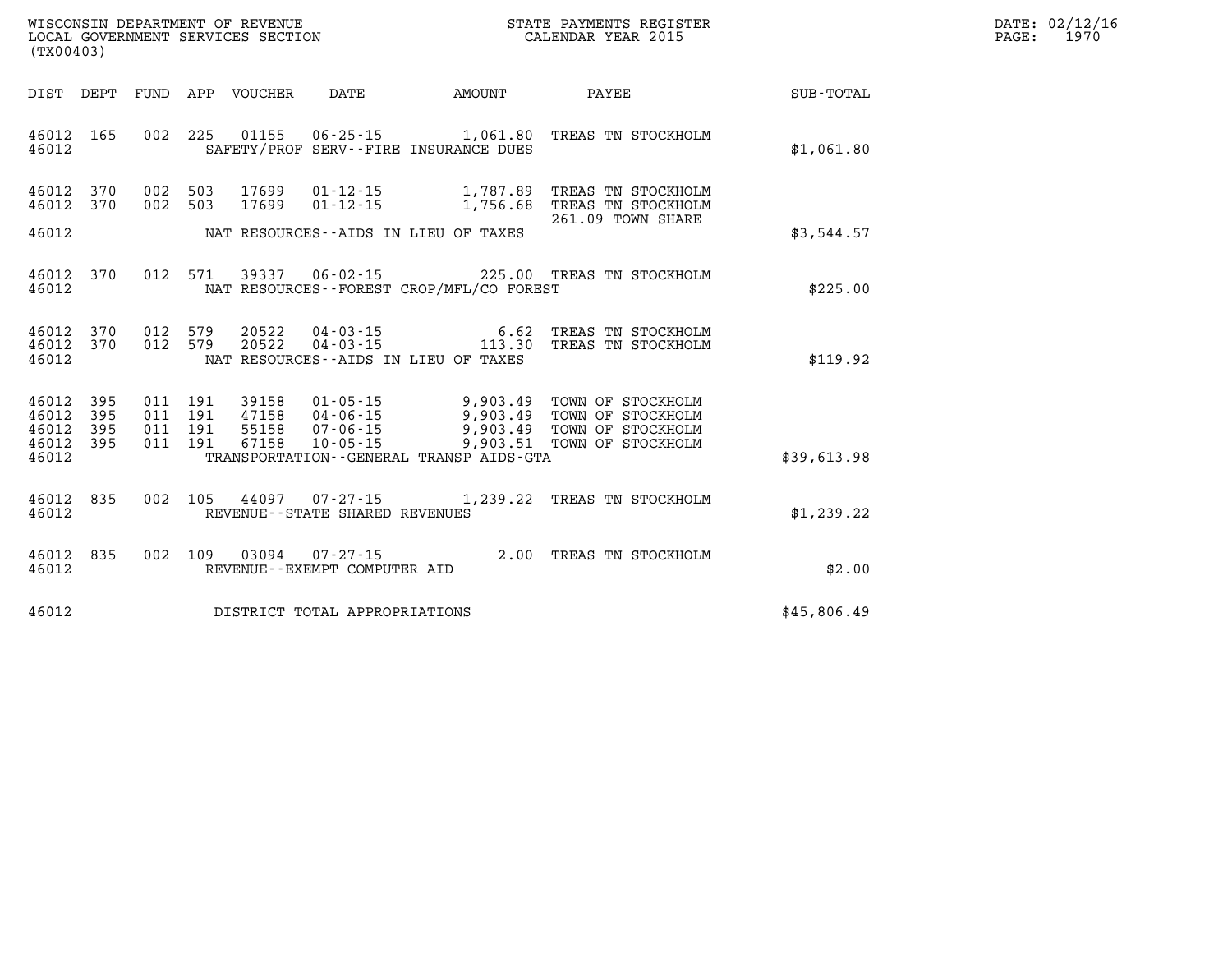WISCONSIN DEPARTMENT OF REVENUE
LOCAL GOVERNMENT SERVICES SECTION
(TX00403)

STATE PAYMENTS REGISTER
CALENDAR YEAR 2015

DATE: 02/12/16
PAGE: 1970

| DIST | DEPT | FUND | APP | VOUCHER | DATE | AMOUNT | PAYEE | SUB-TOTAL |
|---|---|---|---|---|---|---|---|---|
| 46012 | 165 | 002 | 225 | 01155 | 06-25-15 | 1,061.80 | TREAS TN STOCKHOLM | |
| 46012 | | | | | SAFETY/PROF SERV--FIRE INSURANCE DUES | | | $1,061.80 |
| 46012 | 370 | 002 | 503 | 17699 | 01-12-15 | 1,787.89 | TREAS TN STOCKHOLM | |
| 46012 | 370 | 002 | 503 | 17699 | 01-12-15 | 1,756.68 | TREAS TN STOCKHOLM | |
| | | | | | | | 261.09 TOWN SHARE | |
| 46012 | | | | | NAT RESOURCES--AIDS IN LIEU OF TAXES | | | $3,544.57 |
| 46012 | 370 | 012 | 571 | 39337 | 06-02-15 | 225.00 | TREAS TN STOCKHOLM | |
| 46012 | | | | | NAT RESOURCES--FOREST CROP/MFL/CO FOREST | | | $225.00 |
| 46012 | 370 | 012 | 579 | 20522 | 04-03-15 | 6.62 | TREAS TN STOCKHOLM | |
| 46012 | 370 | 012 | 579 | 20522 | 04-03-15 | 113.30 | TREAS TN STOCKHOLM | |
| 46012 | | | | | NAT RESOURCES--AIDS IN LIEU OF TAXES | | | $119.92 |
| 46012 | 395 | 011 | 191 | 39158 | 01-05-15 | 9,903.49 | TOWN OF STOCKHOLM | |
| 46012 | 395 | 011 | 191 | 47158 | 04-06-15 | 9,903.49 | TOWN OF STOCKHOLM | |
| 46012 | 395 | 011 | 191 | 55158 | 07-06-15 | 9,903.49 | TOWN OF STOCKHOLM | |
| 46012 | 395 | 011 | 191 | 67158 | 10-05-15 | 9,903.51 | TOWN OF STOCKHOLM | |
| 46012 | | | | | TRANSPORTATION--GENERAL TRANSP AIDS-GTA | | | $39,613.98 |
| 46012 | 835 | 002 | 105 | 44097 | 07-27-15 | 1,239.22 | TREAS TN STOCKHOLM | |
| 46012 | | | | | REVENUE--STATE SHARED REVENUES | | | $1,239.22 |
| 46012 | 835 | 002 | 109 | 03094 | 07-27-15 | 2.00 | TREAS TN STOCKHOLM | |
| 46012 | | | | | REVENUE--EXEMPT COMPUTER AID | | | $2.00 |
| 46012 | | | | | DISTRICT TOTAL APPROPRIATIONS | | | $45,806.49 |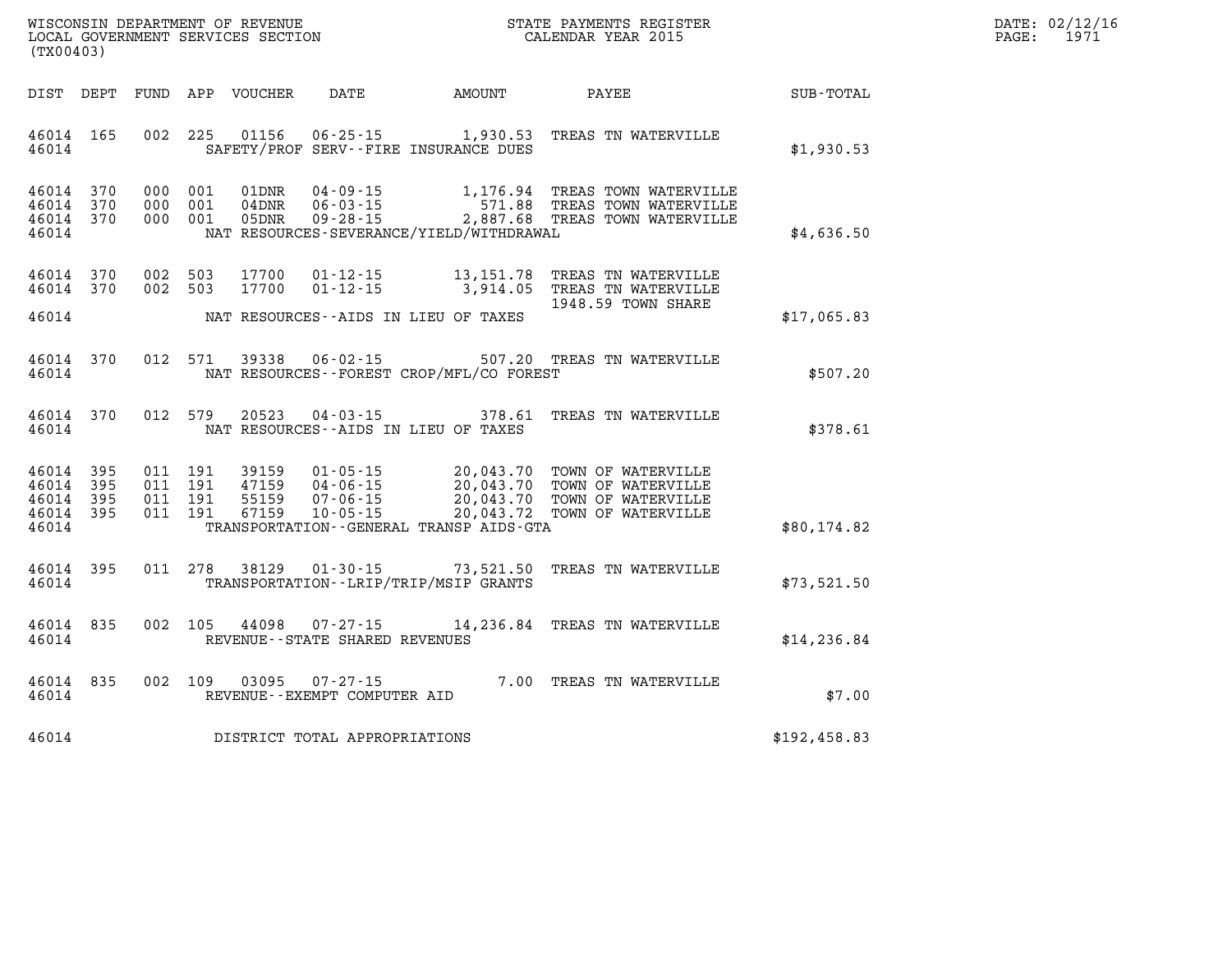WISCONSIN DEPARTMENT OF REVENUE
LOCAL GOVERNMENT SERVICES SECTION
(TX00403)

STATE PAYMENTS REGISTER
CALENDAR YEAR 2015

DATE: 02/12/16
PAGE: 1971

| DIST | DEPT | FUND | APP | VOUCHER | DATE | AMOUNT | PAYEE | SUB-TOTAL |
|---|---|---|---|---|---|---|---|---|
| 46014 | 165 | 002 | 225 | 01156 | 06-25-15 | 1,930.53 | TREAS TN WATERVILLE | |
| 46014 | | | | | SAFETY/PROF SERV--FIRE INSURANCE DUES | | | $1,930.53 |
| 46014 | 370 | 000 | 001 | 01DNR | 04-09-15 | 1,176.94 | TREAS TOWN WATERVILLE | |
| 46014 | 370 | 000 | 001 | 04DNR | 06-03-15 | 571.88 | TREAS TOWN WATERVILLE | |
| 46014 | 370 | 000 | 001 | 05DNR | 09-28-15 | 2,887.68 | TREAS TOWN WATERVILLE | |
| 46014 | | | | | NAT RESOURCES-SEVERANCE/YIELD/WITHDRAWAL | | | $4,636.50 |
| 46014 | 370 | 002 | 503 | 17700 | 01-12-15 | 13,151.78 | TREAS TN WATERVILLE | |
| 46014 | 370 | 002 | 503 | 17700 | 01-12-15 | 3,914.05 | TREAS TN WATERVILLE 1948.59 TOWN SHARE | |
| 46014 | | | | | NAT RESOURCES--AIDS IN LIEU OF TAXES | | | $17,065.83 |
| 46014 | 370 | 012 | 571 | 39338 | 06-02-15 | 507.20 | TREAS TN WATERVILLE | |
| 46014 | | | | | NAT RESOURCES--FOREST CROP/MFL/CO FOREST | | | $507.20 |
| 46014 | 370 | 012 | 579 | 20523 | 04-03-15 | 378.61 | TREAS TN WATERVILLE | |
| 46014 | | | | | NAT RESOURCES--AIDS IN LIEU OF TAXES | | | $378.61 |
| 46014 | 395 | 011 | 191 | 39159 | 01-05-15 | 20,043.70 | TOWN OF WATERVILLE | |
| 46014 | 395 | 011 | 191 | 47159 | 04-06-15 | 20,043.70 | TOWN OF WATERVILLE | |
| 46014 | 395 | 011 | 191 | 55159 | 07-06-15 | 20,043.70 | TOWN OF WATERVILLE | |
| 46014 | 395 | 011 | 191 | 67159 | 10-05-15 | 20,043.72 | TOWN OF WATERVILLE | |
| 46014 | | | | | TRANSPORTATION--GENERAL TRANSP AIDS-GTA | | | $80,174.82 |
| 46014 | 395 | 011 | 278 | 38129 | 01-30-15 | 73,521.50 | TREAS TN WATERVILLE | |
| 46014 | | | | | TRANSPORTATION--LRIP/TRIP/MSIP GRANTS | | | $73,521.50 |
| 46014 | 835 | 002 | 105 | 44098 | 07-27-15 | 14,236.84 | TREAS TN WATERVILLE | |
| 46014 | | | | | REVENUE--STATE SHARED REVENUES | | | $14,236.84 |
| 46014 | 835 | 002 | 109 | 03095 | 07-27-15 | 7.00 | TREAS TN WATERVILLE | |
| 46014 | | | | | REVENUE--EXEMPT COMPUTER AID | | | $7.00 |
| 46014 | | | | | DISTRICT TOTAL APPROPRIATIONS | | | $192,458.83 |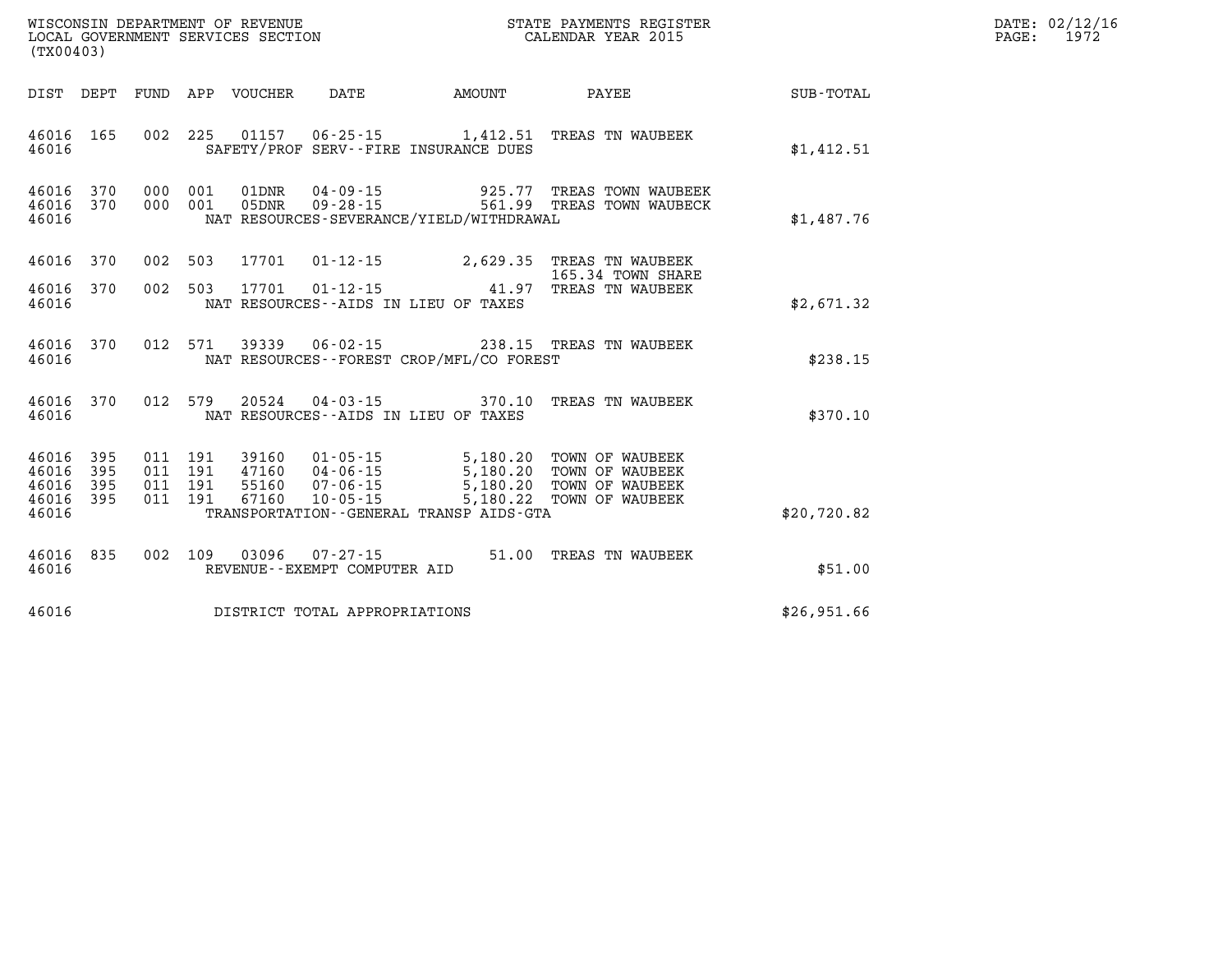WISCONSIN DEPARTMENT OF REVENUE
LOCAL GOVERNMENT SERVICES SECTION
(TX00403)

STATE PAYMENTS REGISTER
CALENDAR YEAR 2015

DATE: 02/12/16
PAGE: 1972

| DIST | DEPT | FUND | APP | VOUCHER | DATE | AMOUNT | PAYEE | SUB-TOTAL |
|---|---|---|---|---|---|---|---|---|
| 46016 | 165 | 002 | 225 | 01157 | 06-25-15 | 1,412.51 | TREAS TN WAUBEEK | |
| 46016 | | | | SAFETY/PROF SERV--FIRE INSURANCE DUES | | | | $1,412.51 |
| 46016 | 370 | 000 | 001 | 01DNR | 04-09-15 | 925.77 | TREAS TOWN WAUBEEK | |
| 46016 | 370 | 000 | 001 | 05DNR | 09-28-15 | 561.99 | TREAS TOWN WAUBECK | |
| 46016 | | | | NAT RESOURCES-SEVERANCE/YIELD/WITHDRAWAL | | | | $1,487.76 |
| 46016 | 370 | 002 | 503 | 17701 | 01-12-15 | 2,629.35 | TREAS TN WAUBEEK 165.34 TOWN SHARE | |
| 46016 | 370 | 002 | 503 | 17701 | 01-12-15 | 41.97 | TREAS TN WAUBEEK | |
| 46016 | | | | NAT RESOURCES--AIDS IN LIEU OF TAXES | | | | $2,671.32 |
| 46016 | 370 | 012 | 571 | 39339 | 06-02-15 | 238.15 | TREAS TN WAUBEEK | |
| 46016 | | | | NAT RESOURCES--FOREST CROP/MFL/CO FOREST | | | | $238.15 |
| 46016 | 370 | 012 | 579 | 20524 | 04-03-15 | 370.10 | TREAS TN WAUBEEK | |
| 46016 | | | | NAT RESOURCES--AIDS IN LIEU OF TAXES | | | | $370.10 |
| 46016 | 395 | 011 | 191 | 39160 | 01-05-15 | 5,180.20 | TOWN OF WAUBEEK | |
| 46016 | 395 | 011 | 191 | 47160 | 04-06-15 | 5,180.20 | TOWN OF WAUBEEK | |
| 46016 | 395 | 011 | 191 | 55160 | 07-06-15 | 5,180.20 | TOWN OF WAUBEEK | |
| 46016 | 395 | 011 | 191 | 67160 | 10-05-15 | 5,180.22 | TOWN OF WAUBEEK | |
| 46016 | | | | TRANSPORTATION--GENERAL TRANSP AIDS-GTA | | | | $20,720.82 |
| 46016 | 835 | 002 | 109 | 03096 | 07-27-15 | 51.00 | TREAS TN WAUBEEK | |
| 46016 | | | | REVENUE--EXEMPT COMPUTER AID | | | | $51.00 |
| 46016 | | | | DISTRICT TOTAL APPROPRIATIONS | | | | $26,951.66 |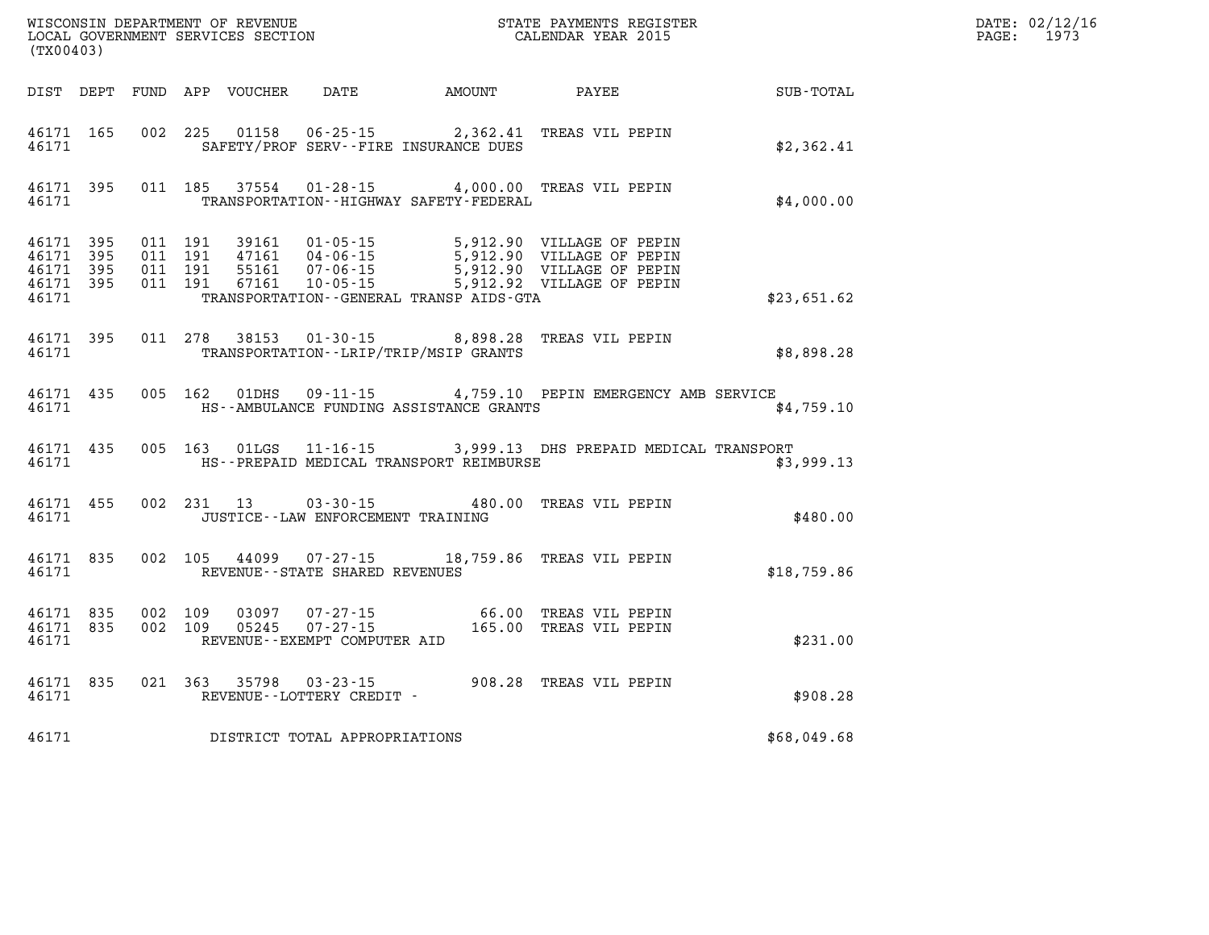WISCONSIN DEPARTMENT OF REVENUE
LOCAL GOVERNMENT SERVICES SECTION
(TX00403)

STATE PAYMENTS REGISTER
CALENDAR YEAR 2015

DATE: 02/12/16
PAGE: 1973

| DIST | DEPT | FUND | APP | VOUCHER | DATE | AMOUNT | PAYEE | SUB-TOTAL |
|---|---|---|---|---|---|---|---|---|
| 46171 | 165 | 002 | 225 | 01158 | 06-25-15 | 2,362.41 | TREAS VIL PEPIN | |
| 46171 | | | | SAFETY/PROF SERV--FIRE INSURANCE DUES | | | | $2,362.41 |
| 46171 | 395 | 011 | 185 | 37554 | 01-28-15 | 4,000.00 | TREAS VIL PEPIN | |
| 46171 | | | | TRANSPORTATION--HIGHWAY SAFETY-FEDERAL | | | | $4,000.00 |
| 46171 | 395 | 011 | 191 | 39161 | 01-05-15 | 5,912.90 | VILLAGE OF PEPIN | |
| 46171 | 395 | 011 | 191 | 47161 | 04-06-15 | 5,912.90 | VILLAGE OF PEPIN | |
| 46171 | 395 | 011 | 191 | 55161 | 07-06-15 | 5,912.90 | VILLAGE OF PEPIN | |
| 46171 | 395 | 011 | 191 | 67161 | 10-05-15 | 5,912.92 | VILLAGE OF PEPIN | |
| 46171 | | | | TRANSPORTATION--GENERAL TRANSP AIDS-GTA | | | | $23,651.62 |
| 46171 | 395 | 011 | 278 | 38153 | 01-30-15 | 8,898.28 | TREAS VIL PEPIN | |
| 46171 | | | | TRANSPORTATION--LRIP/TRIP/MSIP GRANTS | | | | $8,898.28 |
| 46171 | 435 | 005 | 162 | 01DHS | 09-11-15 | 4,759.10 | PEPIN EMERGENCY AMB SERVICE | |
| 46171 | | | | HS--AMBULANCE FUNDING ASSISTANCE GRANTS | | | | $4,759.10 |
| 46171 | 435 | 005 | 163 | 01LGS | 11-16-15 | 3,999.13 | DHS PREPAID MEDICAL TRANSPORT | |
| 46171 | | | | HS--PREPAID MEDICAL TRANSPORT REIMBURSE | | | | $3,999.13 |
| 46171 | 455 | 002 | 231 | 13 | 03-30-15 | 480.00 | TREAS VIL PEPIN | |
| 46171 | | | | JUSTICE--LAW ENFORCEMENT TRAINING | | | | $480.00 |
| 46171 | 835 | 002 | 105 | 44099 | 07-27-15 | 18,759.86 | TREAS VIL PEPIN | |
| 46171 | | | | REVENUE--STATE SHARED REVENUES | | | | $18,759.86 |
| 46171 | 835 | 002 | 109 | 03097 | 07-27-15 | 66.00 | TREAS VIL PEPIN | |
| 46171 | 835 | 002 | 109 | 05245 | 07-27-15 | 165.00 | TREAS VIL PEPIN | |
| 46171 | | | | REVENUE--EXEMPT COMPUTER AID | | | | $231.00 |
| 46171 | 835 | 021 | 363 | 35798 | 03-23-15 | 908.28 | TREAS VIL PEPIN | |
| 46171 | | | | REVENUE--LOTTERY CREDIT - | | | | $908.28 |
| 46171 | | | | DISTRICT TOTAL APPROPRIATIONS | | | | $68,049.68 |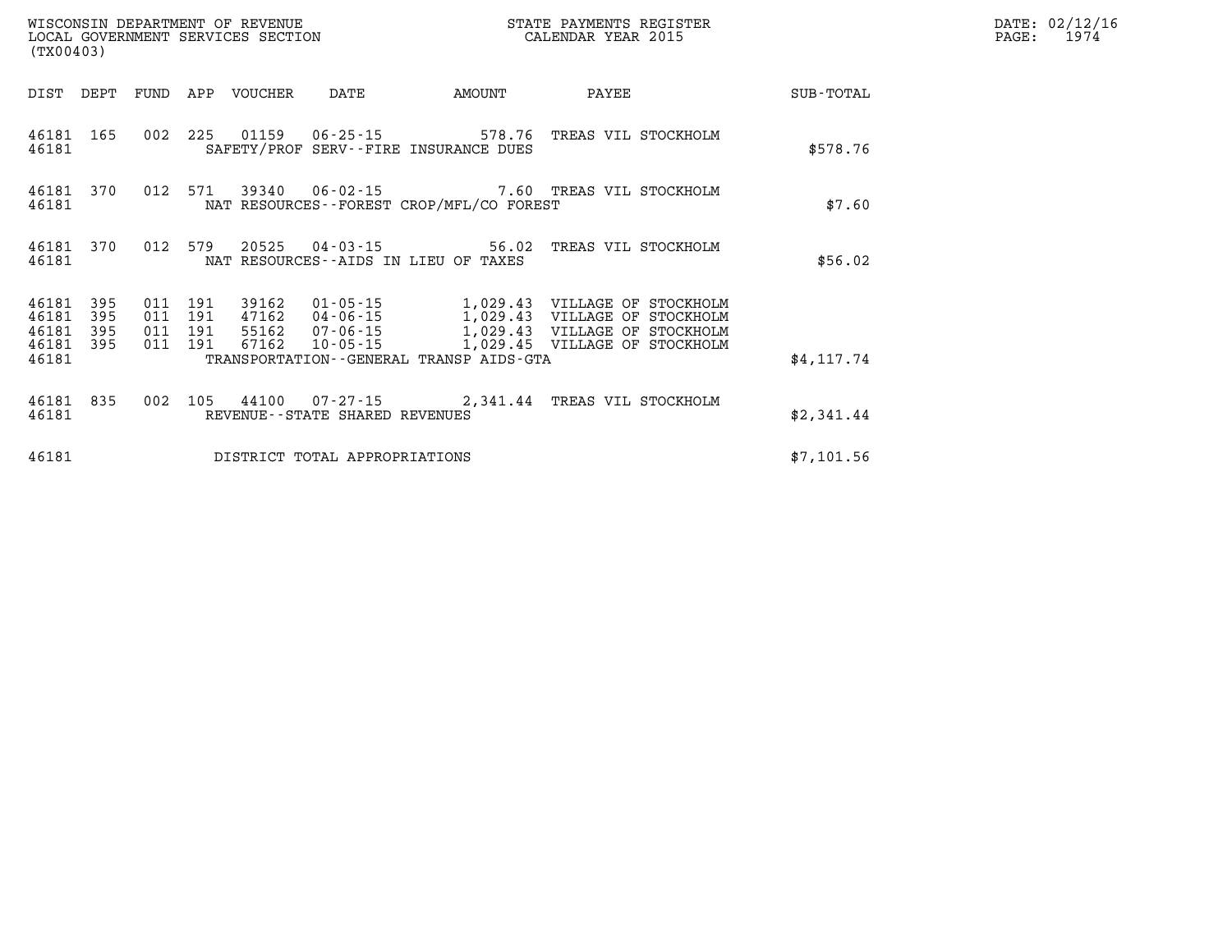WISCONSIN DEPARTMENT OF REVENUE
LOCAL GOVERNMENT SERVICES SECTION
(TX00403)

STATE PAYMENTS REGISTER
CALENDAR YEAR 2015

DATE: 02/12/16
PAGE: 1974

| DIST | DEPT | FUND | APP | VOUCHER | DATE | AMOUNT | PAYEE | SUB-TOTAL |
|---|---|---|---|---|---|---|---|---|
| 46181 | 165 | 002 | 225 | 01159 | 06-25-15 | 578.76 | TREAS VIL STOCKHOLM | |
| 46181 | | | | | SAFETY/PROF SERV--FIRE INSURANCE DUES | | | $578.76 |
| 46181 | 370 | 012 | 571 | 39340 | 06-02-15 | 7.60 | TREAS VIL STOCKHOLM | |
| 46181 | | | | | NAT RESOURCES--FOREST CROP/MFL/CO FOREST | | | $7.60 |
| 46181 | 370 | 012 | 579 | 20525 | 04-03-15 | 56.02 | TREAS VIL STOCKHOLM | |
| 46181 | | | | | NAT RESOURCES--AIDS IN LIEU OF TAXES | | | $56.02 |
| 46181 | 395 | 011 | 191 | 39162 | 01-05-15 | 1,029.43 | VILLAGE OF STOCKHOLM | |
| 46181 | 395 | 011 | 191 | 47162 | 04-06-15 | 1,029.43 | VILLAGE OF STOCKHOLM | |
| 46181 | 395 | 011 | 191 | 55162 | 07-06-15 | 1,029.43 | VILLAGE OF STOCKHOLM | |
| 46181 | 395 | 011 | 191 | 67162 | 10-05-15 | 1,029.45 | VILLAGE OF STOCKHOLM | |
| 46181 | | | | | TRANSPORTATION--GENERAL TRANSP AIDS-GTA | | | $4,117.74 |
| 46181 | 835 | 002 | 105 | 44100 | 07-27-15 | 2,341.44 | TREAS VIL STOCKHOLM | |
| 46181 | | | | | REVENUE--STATE SHARED REVENUES | | | $2,341.44 |
| 46181 | | | | | DISTRICT TOTAL APPROPRIATIONS | | | $7,101.56 |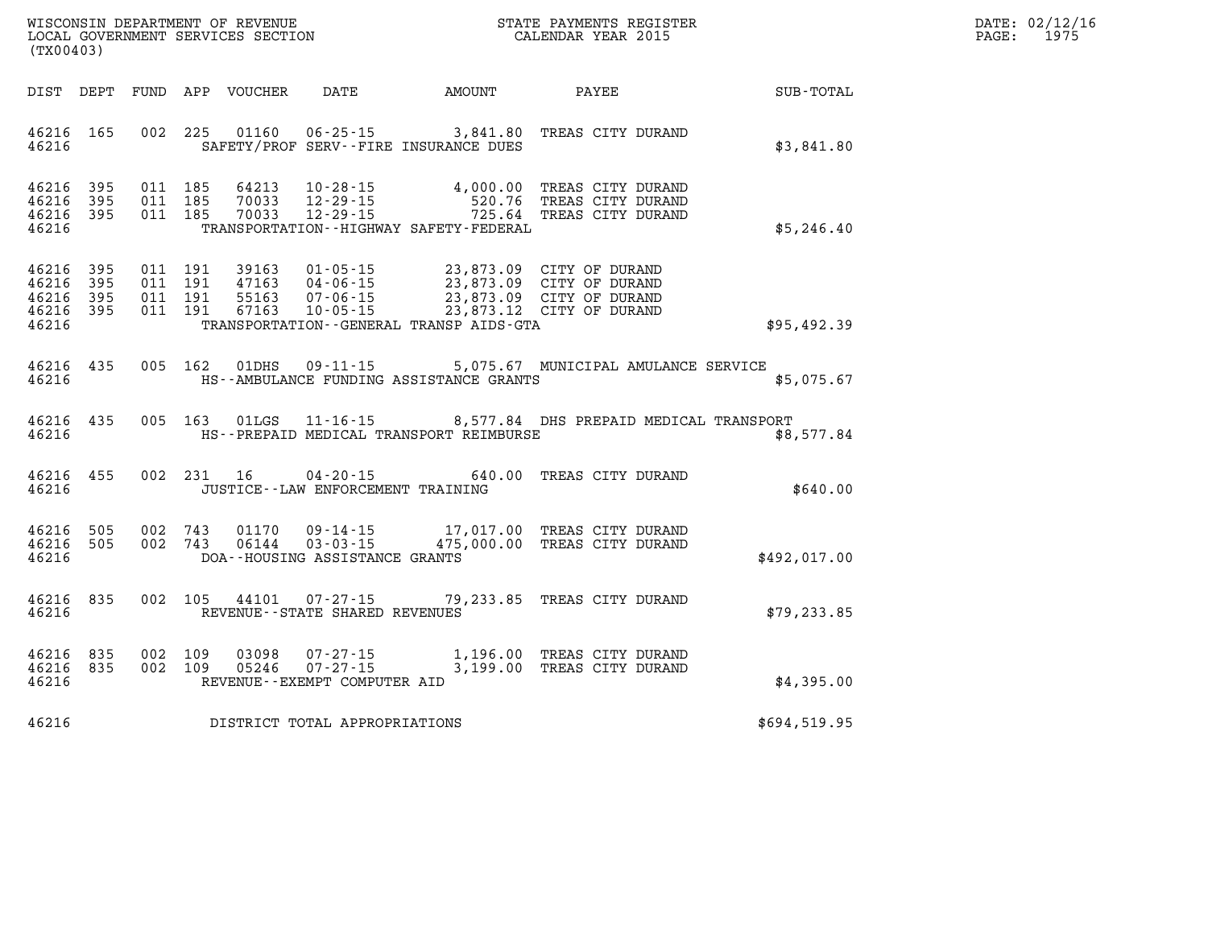WISCONSIN DEPARTMENT OF REVENUE
LOCAL GOVERNMENT SERVICES SECTION
(TX00403)

STATE PAYMENTS REGISTER
CALENDAR YEAR 2015

DATE: 02/12/16
PAGE: 1975

| DIST | DEPT | FUND | APP | VOUCHER | DATE | AMOUNT | PAYEE | SUB-TOTAL |
|---|---|---|---|---|---|---|---|---|
| 46216 | 165 | 002 | 225 | 01160 | 06-25-15 | 3,841.80 | TREAS CITY DURAND | |
| 46216 | | | | | SAFETY/PROF SERV--FIRE INSURANCE DUES | | | $3,841.80 |
| 46216 | 395 | 011 | 185 | 64213 | 10-28-15 | 4,000.00 | TREAS CITY DURAND | |
| 46216 | 395 | 011 | 185 | 70033 | 12-29-15 | 520.76 | TREAS CITY DURAND | |
| 46216 | 395 | 011 | 185 | 70033 | 12-29-15 | 725.64 | TREAS CITY DURAND | |
| 46216 | | | | | TRANSPORTATION--HIGHWAY SAFETY-FEDERAL | | | $5,246.40 |
| 46216 | 395 | 011 | 191 | 39163 | 01-05-15 | 23,873.09 | CITY OF DURAND | |
| 46216 | 395 | 011 | 191 | 47163 | 04-06-15 | 23,873.09 | CITY OF DURAND | |
| 46216 | 395 | 011 | 191 | 55163 | 07-06-15 | 23,873.09 | CITY OF DURAND | |
| 46216 | 395 | 011 | 191 | 67163 | 10-05-15 | 23,873.12 | CITY OF DURAND | |
| 46216 | | | | | TRANSPORTATION--GENERAL TRANSP AIDS-GTA | | | $95,492.39 |
| 46216 | 435 | 005 | 162 | 01DHS | 09-11-15 | 5,075.67 | MUNICIPAL AMULANCE SERVICE | |
| 46216 | | | | | HS--AMBULANCE FUNDING ASSISTANCE GRANTS | | | $5,075.67 |
| 46216 | 435 | 005 | 163 | 01LGS | 11-16-15 | 8,577.84 | DHS PREPAID MEDICAL TRANSPORT | |
| 46216 | | | | | HS--PREPAID MEDICAL TRANSPORT REIMBURSE | | | $8,577.84 |
| 46216 | 455 | 002 | 231 | 16 | 04-20-15 | 640.00 | TREAS CITY DURAND | |
| 46216 | | | | | JUSTICE--LAW ENFORCEMENT TRAINING | | | $640.00 |
| 46216 | 505 | 002 | 743 | 01170 | 09-14-15 | 17,017.00 | TREAS CITY DURAND | |
| 46216 | 505 | 002 | 743 | 06144 | 03-03-15 | 475,000.00 | TREAS CITY DURAND | |
| 46216 | | | | | DOA--HOUSING ASSISTANCE GRANTS | | | $492,017.00 |
| 46216 | 835 | 002 | 105 | 44101 | 07-27-15 | 79,233.85 | TREAS CITY DURAND | |
| 46216 | | | | | REVENUE--STATE SHARED REVENUES | | | $79,233.85 |
| 46216 | 835 | 002 | 109 | 03098 | 07-27-15 | 1,196.00 | TREAS CITY DURAND | |
| 46216 | 835 | 002 | 109 | 05246 | 07-27-15 | 3,199.00 | TREAS CITY DURAND | |
| 46216 | | | | | REVENUE--EXEMPT COMPUTER AID | | | $4,395.00 |
| 46216 | | | | | DISTRICT TOTAL APPROPRIATIONS | | | $694,519.95 |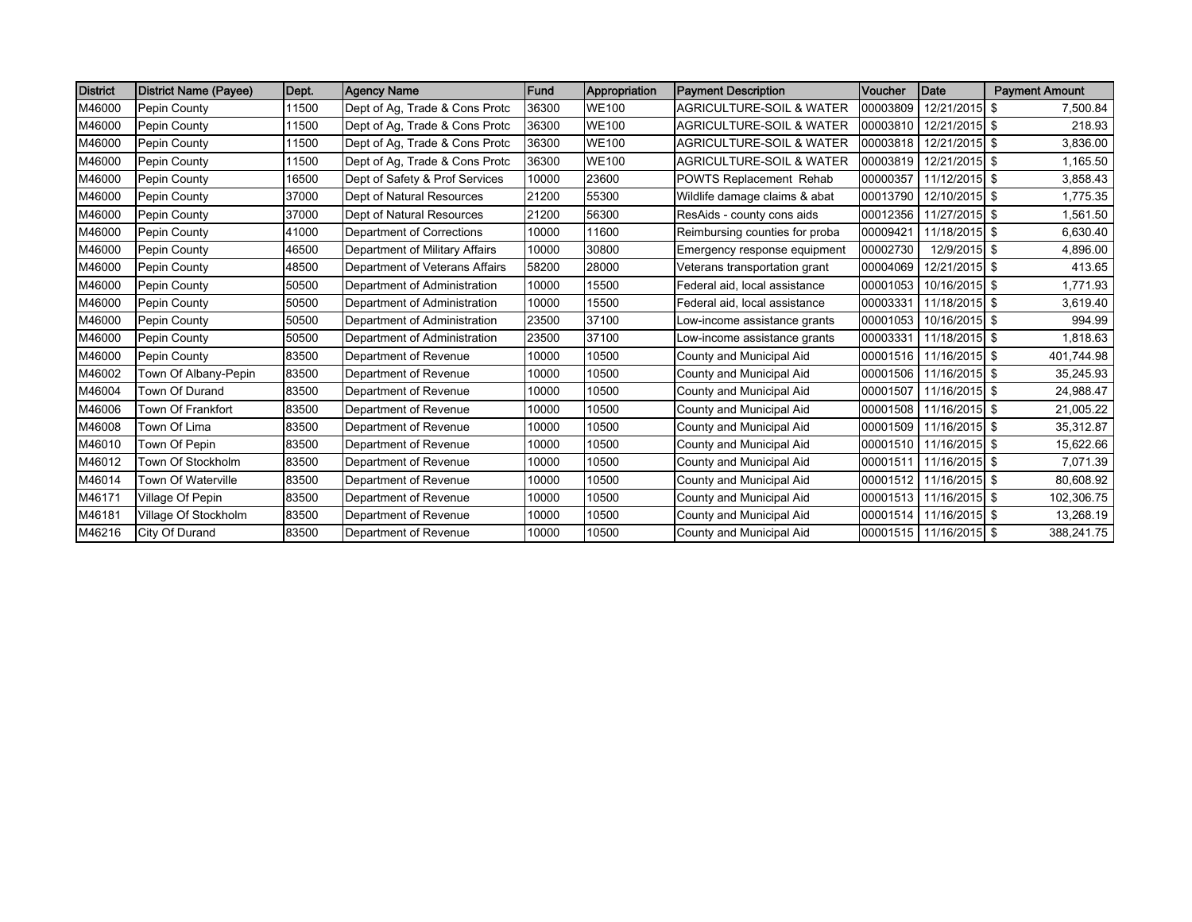| District | District Name (Payee) | Dept. | Agency Name | Fund | Appropriation | Payment Description | Voucher | Date | Payment Amount |
|---|---|---|---|---|---|---|---|---|---|
| M46000 | Pepin County | 11500 | Dept of Ag, Trade & Cons Protc | 36300 | WE100 | AGRICULTURE-SOIL & WATER | 00003809 | 12/21/2015 | $ 7,500.84 |
| M46000 | Pepin County | 11500 | Dept of Ag, Trade & Cons Protc | 36300 | WE100 | AGRICULTURE-SOIL & WATER | 00003810 | 12/21/2015 | $ 218.93 |
| M46000 | Pepin County | 11500 | Dept of Ag, Trade & Cons Protc | 36300 | WE100 | AGRICULTURE-SOIL & WATER | 00003818 | 12/21/2015 | $ 3,836.00 |
| M46000 | Pepin County | 11500 | Dept of Ag, Trade & Cons Protc | 36300 | WE100 | AGRICULTURE-SOIL & WATER | 00003819 | 12/21/2015 | $ 1,165.50 |
| M46000 | Pepin County | 16500 | Dept of Safety & Prof Services | 10000 | 23600 | POWTS Replacement Rehab | 00000357 | 11/12/2015 | $ 3,858.43 |
| M46000 | Pepin County | 37000 | Dept of Natural Resources | 21200 | 55300 | Wildlife damage claims & abat | 00013790 | 12/10/2015 | $ 1,775.35 |
| M46000 | Pepin County | 37000 | Dept of Natural Resources | 21200 | 56300 | ResAids - county cons aids | 00012356 | 11/27/2015 | $ 1,561.50 |
| M46000 | Pepin County | 41000 | Department of Corrections | 10000 | 11600 | Reimbursing counties for proba | 00009421 | 11/18/2015 | $ 6,630.40 |
| M46000 | Pepin County | 46500 | Department of Military Affairs | 10000 | 30800 | Emergency response equipment | 00002730 | 12/9/2015 | $ 4,896.00 |
| M46000 | Pepin County | 48500 | Department of Veterans Affairs | 58200 | 28000 | Veterans transportation grant | 00004069 | 12/21/2015 | $ 413.65 |
| M46000 | Pepin County | 50500 | Department of Administration | 10000 | 15500 | Federal aid, local assistance | 00001053 | 10/16/2015 | $ 1,771.93 |
| M46000 | Pepin County | 50500 | Department of Administration | 10000 | 15500 | Federal aid, local assistance | 00003331 | 11/18/2015 | $ 3,619.40 |
| M46000 | Pepin County | 50500 | Department of Administration | 23500 | 37100 | Low-income assistance grants | 00001053 | 10/16/2015 | $ 994.99 |
| M46000 | Pepin County | 50500 | Department of Administration | 23500 | 37100 | Low-income assistance grants | 00003331 | 11/18/2015 | $ 1,818.63 |
| M46000 | Pepin County | 83500 | Department of Revenue | 10000 | 10500 | County and Municipal Aid | 00001516 | 11/16/2015 | $ 401,744.98 |
| M46002 | Town Of Albany-Pepin | 83500 | Department of Revenue | 10000 | 10500 | County and Municipal Aid | 00001506 | 11/16/2015 | $ 35,245.93 |
| M46004 | Town Of Durand | 83500 | Department of Revenue | 10000 | 10500 | County and Municipal Aid | 00001507 | 11/16/2015 | $ 24,988.47 |
| M46006 | Town Of Frankfort | 83500 | Department of Revenue | 10000 | 10500 | County and Municipal Aid | 00001508 | 11/16/2015 | $ 21,005.22 |
| M46008 | Town Of Lima | 83500 | Department of Revenue | 10000 | 10500 | County and Municipal Aid | 00001509 | 11/16/2015 | $ 35,312.87 |
| M46010 | Town Of Pepin | 83500 | Department of Revenue | 10000 | 10500 | County and Municipal Aid | 00001510 | 11/16/2015 | $ 15,622.66 |
| M46012 | Town Of Stockholm | 83500 | Department of Revenue | 10000 | 10500 | County and Municipal Aid | 00001511 | 11/16/2015 | $ 7,071.39 |
| M46014 | Town Of Waterville | 83500 | Department of Revenue | 10000 | 10500 | County and Municipal Aid | 00001512 | 11/16/2015 | $ 80,608.92 |
| M46171 | Village Of Pepin | 83500 | Department of Revenue | 10000 | 10500 | County and Municipal Aid | 00001513 | 11/16/2015 | $ 102,306.75 |
| M46181 | Village Of Stockholm | 83500 | Department of Revenue | 10000 | 10500 | County and Municipal Aid | 00001514 | 11/16/2015 | $ 13,268.19 |
| M46216 | City Of Durand | 83500 | Department of Revenue | 10000 | 10500 | County and Municipal Aid | 00001515 | 11/16/2015 | $ 388,241.75 |